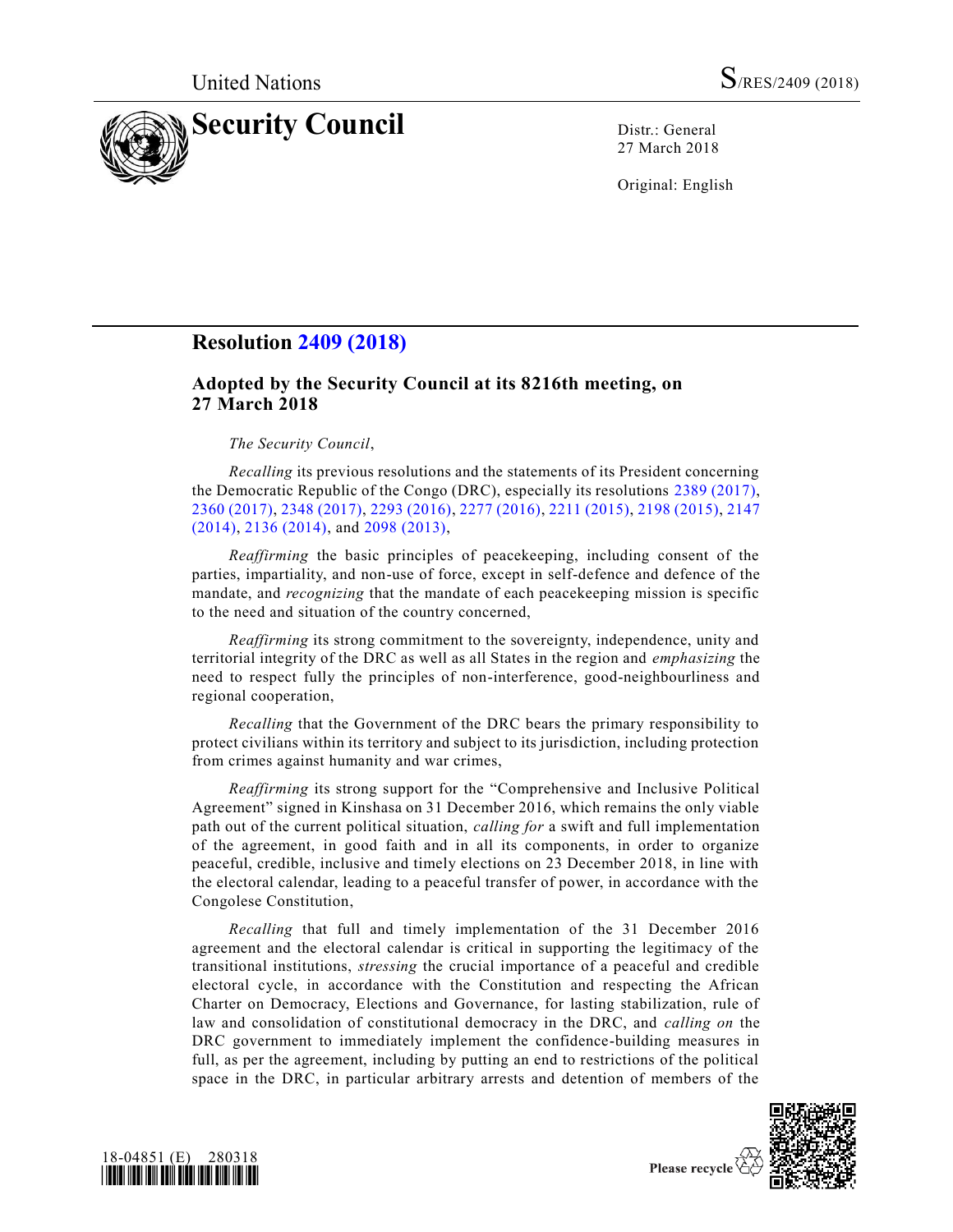United Nations S/RES/2409 (2018)

# Security Council

Distr.: General
27 March 2018

Original: English

## Resolution 2409 (2018)

### Adopted by the Security Council at its 8216th meeting, on 27 March 2018

*The Security Council*,

*Recalling* its previous resolutions and the statements of its President concerning the Democratic Republic of the Congo (DRC), especially its resolutions 2389 (2017), 2360 (2017), 2348 (2017), 2293 (2016), 2277 (2016), 2211 (2015), 2198 (2015), 2147 (2014), 2136 (2014), and 2098 (2013),

*Reaffirming* the basic principles of peacekeeping, including consent of the parties, impartiality, and non-use of force, except in self-defence and defence of the mandate, and *recognizing* that the mandate of each peacekeeping mission is specific to the need and situation of the country concerned,

*Reaffirming* its strong commitment to the sovereignty, independence, unity and territorial integrity of the DRC as well as all States in the region and *emphasizing* the need to respect fully the principles of non-interference, good-neighbourliness and regional cooperation,

*Recalling* that the Government of the DRC bears the primary responsibility to protect civilians within its territory and subject to its jurisdiction, including protection from crimes against humanity and war crimes,

*Reaffirming* its strong support for the "Comprehensive and Inclusive Political Agreement" signed in Kinshasa on 31 December 2016, which remains the only viable path out of the current political situation, *calling for* a swift and full implementation of the agreement, in good faith and in all its components, in order to organize peaceful, credible, inclusive and timely elections on 23 December 2018, in line with the electoral calendar, leading to a peaceful transfer of power, in accordance with the Congolese Constitution,

*Recalling* that full and timely implementation of the 31 December 2016 agreement and the electoral calendar is critical in supporting the legitimacy of the transitional institutions, *stressing* the crucial importance of a peaceful and credible electoral cycle, in accordance with the Constitution and respecting the African Charter on Democracy, Elections and Governance, for lasting stabilization, rule of law and consolidation of constitutional democracy in the DRC, and *calling on* the DRC government to immediately implement the confidence-building measures in full, as per the agreement, including by putting an end to restrictions of the political space in the DRC, in particular arbitrary arrests and detention of members of the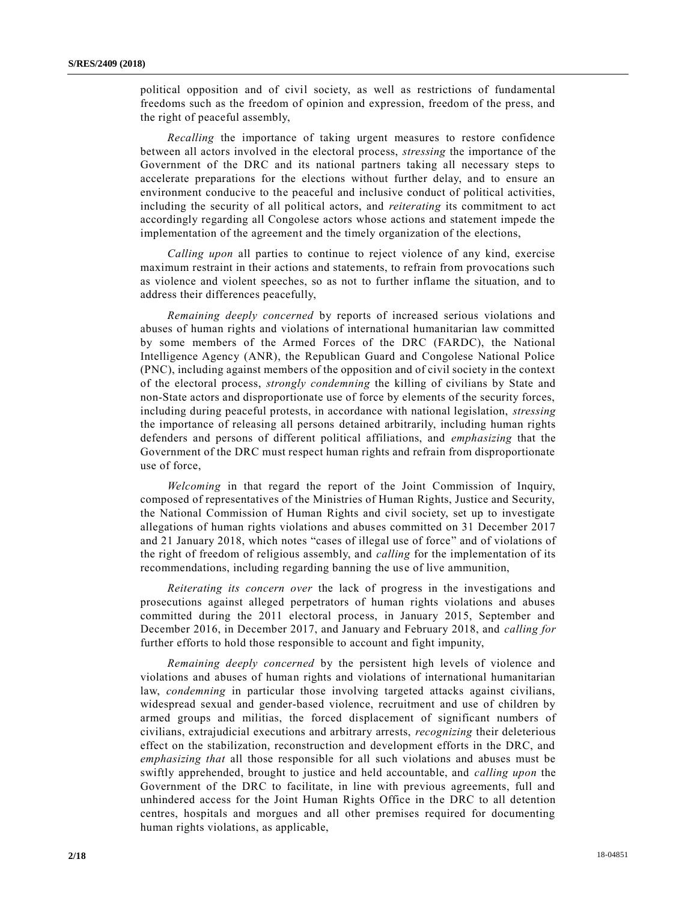political opposition and of civil society, as well as restrictions of fundamental freedoms such as the freedom of opinion and expression, freedom of the press, and the right of peaceful assembly,

*Recalling* the importance of taking urgent measures to restore confidence between all actors involved in the electoral process, *stressing* the importance of the Government of the DRC and its national partners taking all necessary steps to accelerate preparations for the elections without further delay, and to ensure an environment conducive to the peaceful and inclusive conduct of political activities, including the security of all political actors, and *reiterating* its commitment to act accordingly regarding all Congolese actors whose actions and statement impede the implementation of the agreement and the timely organization of the elections,

*Calling upon* all parties to continue to reject violence of any kind, exercise maximum restraint in their actions and statements, to refrain from provocations such as violence and violent speeches, so as not to further inflame the situation, and to address their differences peacefully,

*Remaining deeply concerned* by reports of increased serious violations and abuses of human rights and violations of international humanitarian law committed by some members of the Armed Forces of the DRC (FARDC), the National Intelligence Agency (ANR), the Republican Guard and Congolese National Police (PNC), including against members of the opposition and of civil society in the context of the electoral process, *strongly condemning* the killing of civilians by State and non-State actors and disproportionate use of force by elements of the security forces, including during peaceful protests, in accordance with national legislation, *stressing* the importance of releasing all persons detained arbitrarily, including human rights defenders and persons of different political affiliations, and *emphasizing* that the Government of the DRC must respect human rights and refrain from disproportionate use of force,

*Welcoming* in that regard the report of the Joint Commission of Inquiry, composed of representatives of the Ministries of Human Rights, Justice and Security, the National Commission of Human Rights and civil society, set up to investigate allegations of human rights violations and abuses committed on 31 December 2017 and 21 January 2018, which notes "cases of illegal use of force" and of violations of the right of freedom of religious assembly, and *calling* for the implementation of its recommendations, including regarding banning the use of live ammunition,

*Reiterating its concern over* the lack of progress in the investigations and prosecutions against alleged perpetrators of human rights violations and abuses committed during the 2011 electoral process, in January 2015, September and December 2016, in December 2017, and January and February 2018, and *calling for* further efforts to hold those responsible to account and fight impunity,

*Remaining deeply concerned* by the persistent high levels of violence and violations and abuses of human rights and violations of international humanitarian law, *condemning* in particular those involving targeted attacks against civilians, widespread sexual and gender-based violence, recruitment and use of children by armed groups and militias, the forced displacement of significant numbers of civilians, extrajudicial executions and arbitrary arrests, *recognizing* their deleterious effect on the stabilization, reconstruction and development efforts in the DRC, and *emphasizing that* all those responsible for all such violations and abuses must be swiftly apprehended, brought to justice and held accountable, and *calling upon* the Government of the DRC to facilitate, in line with previous agreements, full and unhindered access for the Joint Human Rights Office in the DRC to all detention centres, hospitals and morgues and all other premises required for documenting human rights violations, as applicable,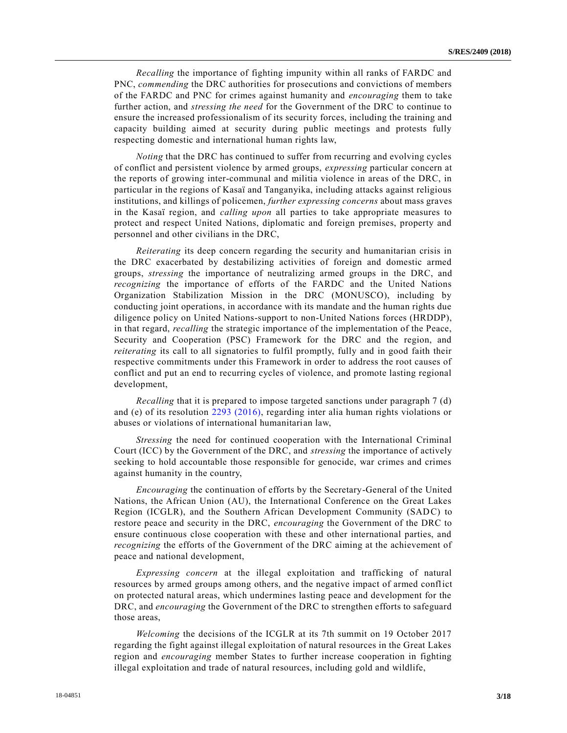*Recalling* the importance of fighting impunity within all ranks of FARDC and PNC, *commending* the DRC authorities for prosecutions and convictions of members of the FARDC and PNC for crimes against humanity and *encouraging* them to take further action, and *stressing the need* for the Government of the DRC to continue to ensure the increased professionalism of its security forces, including the training and capacity building aimed at security during public meetings and protests fully respecting domestic and international human rights law,

*Noting* that the DRC has continued to suffer from recurring and evolving cycles of conflict and persistent violence by armed groups, *expressing* particular concern at the reports of growing inter-communal and militia violence in areas of the DRC, in particular in the regions of Kasaï and Tanganyika, including attacks against religious institutions, and killings of policemen, *further expressing concerns* about mass graves in the Kasaï region, and *calling upon* all parties to take appropriate measures to protect and respect United Nations, diplomatic and foreign premises, property and personnel and other civilians in the DRC,

*Reiterating* its deep concern regarding the security and humanitarian crisis in the DRC exacerbated by destabilizing activities of foreign and domestic armed groups, *stressing* the importance of neutralizing armed groups in the DRC, and *recognizing* the importance of efforts of the FARDC and the United Nations Organization Stabilization Mission in the DRC (MONUSCO), including by conducting joint operations, in accordance with its mandate and the human rights due diligence policy on United Nations-support to non-United Nations forces (HRDDP), in that regard, *recalling* the strategic importance of the implementation of the Peace, Security and Cooperation (PSC) Framework for the DRC and the region, and *reiterating* its call to all signatories to fulfil promptly, fully and in good faith their respective commitments under this Framework in order to address the root causes of conflict and put an end to recurring cycles of violence, and promote lasting regional development,

*Recalling* that it is prepared to impose targeted sanctions under paragraph 7 (d) and (e) of its resolution 2293 (2016), regarding inter alia human rights violations or abuses or violations of international humanitarian law,

*Stressing* the need for continued cooperation with the International Criminal Court (ICC) by the Government of the DRC, and *stressing* the importance of actively seeking to hold accountable those responsible for genocide, war crimes and crimes against humanity in the country,

*Encouraging* the continuation of efforts by the Secretary-General of the United Nations, the African Union (AU), the International Conference on the Great Lakes Region (ICGLR), and the Southern African Development Community (SADC) to restore peace and security in the DRC, *encouraging* the Government of the DRC to ensure continuous close cooperation with these and other international parties, and *recognizing* the efforts of the Government of the DRC aiming at the achievement of peace and national development,

*Expressing concern* at the illegal exploitation and trafficking of natural resources by armed groups among others, and the negative impact of armed conflict on protected natural areas, which undermines lasting peace and development for the DRC, and *encouraging* the Government of the DRC to strengthen efforts to safeguard those areas,

*Welcoming* the decisions of the ICGLR at its 7th summit on 19 October 2017 regarding the fight against illegal exploitation of natural resources in the Great Lakes region and *encouraging* member States to further increase cooperation in fighting illegal exploitation and trade of natural resources, including gold and wildlife,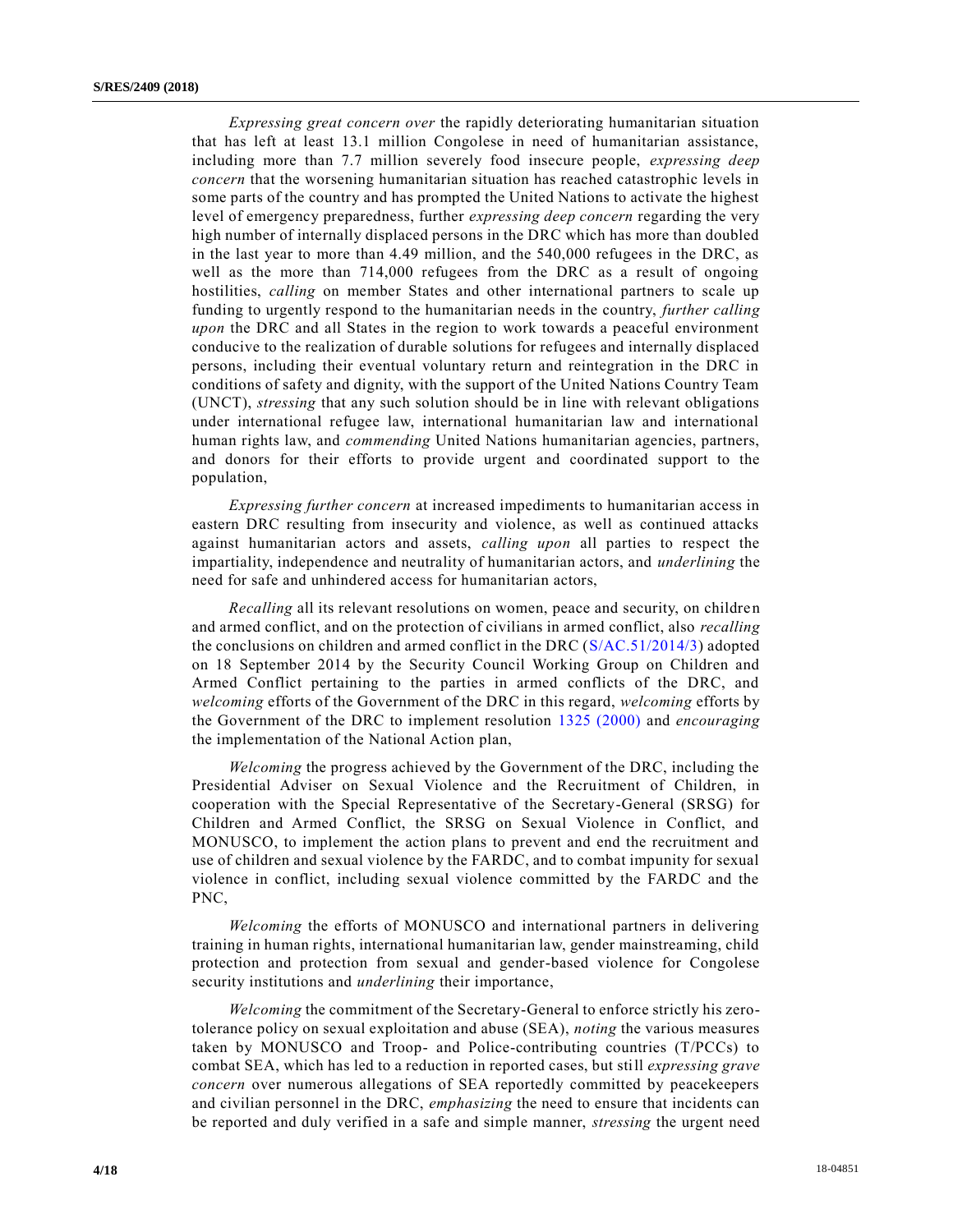*Expressing great concern over* the rapidly deteriorating humanitarian situation that has left at least 13.1 million Congolese in need of humanitarian assistance, including more than 7.7 million severely food insecure people, *expressing deep concern* that the worsening humanitarian situation has reached catastrophic levels in some parts of the country and has prompted the United Nations to activate the highest level of emergency preparedness, further *expressing deep concern* regarding the very high number of internally displaced persons in the DRC which has more than doubled in the last year to more than 4.49 million, and the 540,000 refugees in the DRC, as well as the more than 714,000 refugees from the DRC as a result of ongoing hostilities, *calling* on member States and other international partners to scale up funding to urgently respond to the humanitarian needs in the country, *further calling upon* the DRC and all States in the region to work towards a peaceful environment conducive to the realization of durable solutions for refugees and internally displaced persons, including their eventual voluntary return and reintegration in the DRC in conditions of safety and dignity, with the support of the United Nations Country Team (UNCT), *stressing* that any such solution should be in line with relevant obligations under international refugee law, international humanitarian law and international human rights law, and *commending* United Nations humanitarian agencies, partners, and donors for their efforts to provide urgent and coordinated support to the population,

*Expressing further concern* at increased impediments to humanitarian access in eastern DRC resulting from insecurity and violence, as well as continued attacks against humanitarian actors and assets, *calling upon* all parties to respect the impartiality, independence and neutrality of humanitarian actors, and *underlining* the need for safe and unhindered access for humanitarian actors,

*Recalling* all its relevant resolutions on women, peace and security, on children and armed conflict, and on the protection of civilians in armed conflict, also *recalling* the conclusions on children and armed conflict in the DRC (S/AC.51/2014/3) adopted on 18 September 2014 by the Security Council Working Group on Children and Armed Conflict pertaining to the parties in armed conflicts of the DRC, and *welcoming* efforts of the Government of the DRC in this regard, *welcoming* efforts by the Government of the DRC to implement resolution 1325 (2000) and *encouraging* the implementation of the National Action plan,

*Welcoming* the progress achieved by the Government of the DRC, including the Presidential Adviser on Sexual Violence and the Recruitment of Children, in cooperation with the Special Representative of the Secretary-General (SRSG) for Children and Armed Conflict, the SRSG on Sexual Violence in Conflict, and MONUSCO, to implement the action plans to prevent and end the recruitment and use of children and sexual violence by the FARDC, and to combat impunity for sexual violence in conflict, including sexual violence committed by the FARDC and the PNC,

*Welcoming* the efforts of MONUSCO and international partners in delivering training in human rights, international humanitarian law, gender mainstreaming, child protection and protection from sexual and gender-based violence for Congolese security institutions and *underlining* their importance,

*Welcoming* the commitment of the Secretary-General to enforce strictly his zero-tolerance policy on sexual exploitation and abuse (SEA), *noting* the various measures taken by MONUSCO and Troop- and Police-contributing countries (T/PCCs) to combat SEA, which has led to a reduction in reported cases, but still *expressing grave concern* over numerous allegations of SEA reportedly committed by peacekeepers and civilian personnel in the DRC, *emphasizing* the need to ensure that incidents can be reported and duly verified in a safe and simple manner, *stressing* the urgent need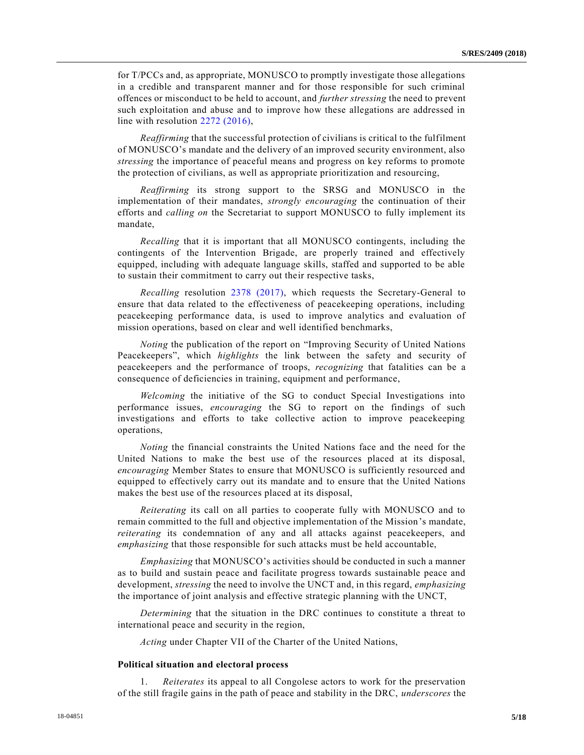for T/PCCs and, as appropriate, MONUSCO to promptly investigate those allegations in a credible and transparent manner and for those responsible for such criminal offences or misconduct to be held to account, and *further stressing* the need to prevent such exploitation and abuse and to improve how these allegations are addressed in line with resolution 2272 (2016),

*Reaffirming* that the successful protection of civilians is critical to the fulfilment of MONUSCO's mandate and the delivery of an improved security environment, also *stressing* the importance of peaceful means and progress on key reforms to promote the protection of civilians, as well as appropriate prioritization and resourcing,

*Reaffirming* its strong support to the SRSG and MONUSCO in the implementation of their mandates, *strongly encouraging* the continuation of their efforts and *calling on* the Secretariat to support MONUSCO to fully implement its mandate,

*Recalling* that it is important that all MONUSCO contingents, including the contingents of the Intervention Brigade, are properly trained and effectively equipped, including with adequate language skills, staffed and supported to be able to sustain their commitment to carry out their respective tasks,

*Recalling* resolution 2378 (2017), which requests the Secretary-General to ensure that data related to the effectiveness of peacekeeping operations, including peacekeeping performance data, is used to improve analytics and evaluation of mission operations, based on clear and well identified benchmarks,

*Noting* the publication of the report on "Improving Security of United Nations Peacekeepers", which *highlights* the link between the safety and security of peacekeepers and the performance of troops, *recognizing* that fatalities can be a consequence of deficiencies in training, equipment and performance,

*Welcoming* the initiative of the SG to conduct Special Investigations into performance issues, *encouraging* the SG to report on the findings of such investigations and efforts to take collective action to improve peacekeeping operations,

*Noting* the financial constraints the United Nations face and the need for the United Nations to make the best use of the resources placed at its disposal, *encouraging* Member States to ensure that MONUSCO is sufficiently resourced and equipped to effectively carry out its mandate and to ensure that the United Nations makes the best use of the resources placed at its disposal,

*Reiterating* its call on all parties to cooperate fully with MONUSCO and to remain committed to the full and objective implementation of the Mission's mandate, *reiterating* its condemnation of any and all attacks against peacekeepers, and *emphasizing* that those responsible for such attacks must be held accountable,

*Emphasizing* that MONUSCO's activities should be conducted in such a manner as to build and sustain peace and facilitate progress towards sustainable peace and development, *stressing* the need to involve the UNCT and, in this regard, *emphasizing* the importance of joint analysis and effective strategic planning with the UNCT,

*Determining* that the situation in the DRC continues to constitute a threat to international peace and security in the region,

*Acting* under Chapter VII of the Charter of the United Nations,

**Political situation and electoral process**

1. *Reiterates* its appeal to all Congolese actors to work for the preservation of the still fragile gains in the path of peace and stability in the DRC, *underscores* the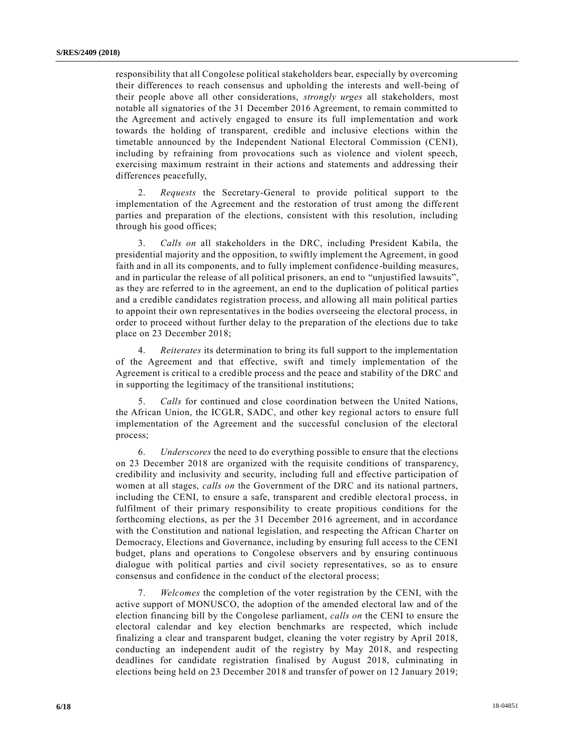responsibility that all Congolese political stakeholders bear, especially by overcoming their differences to reach consensus and upholding the interests and well-being of their people above all other considerations, *strongly urges* all stakeholders, most notable all signatories of the 31 December 2016 Agreement, to remain committed to the Agreement and actively engaged to ensure its full implementation and work towards the holding of transparent, credible and inclusive elections within the timetable announced by the Independent National Electoral Commission (CENI), including by refraining from provocations such as violence and violent speech, exercising maximum restraint in their actions and statements and addressing their differences peacefully,

2. *Requests* the Secretary-General to provide political support to the implementation of the Agreement and the restoration of trust among the different parties and preparation of the elections, consistent with this resolution, including through his good offices;

3. *Calls on* all stakeholders in the DRC, including President Kabila, the presidential majority and the opposition, to swiftly implement the Agreement, in good faith and in all its components, and to fully implement confidence-building measures, and in particular the release of all political prisoners, an end to "unjustified lawsuits", as they are referred to in the agreement, an end to the duplication of political parties and a credible candidates registration process, and allowing all main political parties to appoint their own representatives in the bodies overseeing the electoral process, in order to proceed without further delay to the preparation of the elections due to take place on 23 December 2018;

4. *Reiterates* its determination to bring its full support to the implementation of the Agreement and that effective, swift and timely implementation of the Agreement is critical to a credible process and the peace and stability of the DRC and in supporting the legitimacy of the transitional institutions;

5. *Calls* for continued and close coordination between the United Nations, the African Union, the ICGLR, SADC, and other key regional actors to ensure full implementation of the Agreement and the successful conclusion of the electoral process;

6. *Underscores* the need to do everything possible to ensure that the elections on 23 December 2018 are organized with the requisite conditions of transparency, credibility and inclusivity and security, including full and effective participation of women at all stages, *calls on* the Government of the DRC and its national partners, including the CENI, to ensure a safe, transparent and credible electoral process, in fulfilment of their primary responsibility to create propitious conditions for the forthcoming elections, as per the 31 December 2016 agreement, and in accordance with the Constitution and national legislation, and respecting the African Charter on Democracy, Elections and Governance, including by ensuring full access to the CENI budget, plans and operations to Congolese observers and by ensuring continuous dialogue with political parties and civil society representatives, so as to ensure consensus and confidence in the conduct of the electoral process;

7. *Welcomes* the completion of the voter registration by the CENI, with the active support of MONUSCO, the adoption of the amended electoral law and of the election financing bill by the Congolese parliament, *calls on* the CENI to ensure the electoral calendar and key election benchmarks are respected, which include finalizing a clear and transparent budget, cleaning the voter registry by April 2018, conducting an independent audit of the registry by May 2018, and respecting deadlines for candidate registration finalised by August 2018, culminating in elections being held on 23 December 2018 and transfer of power on 12 January 2019;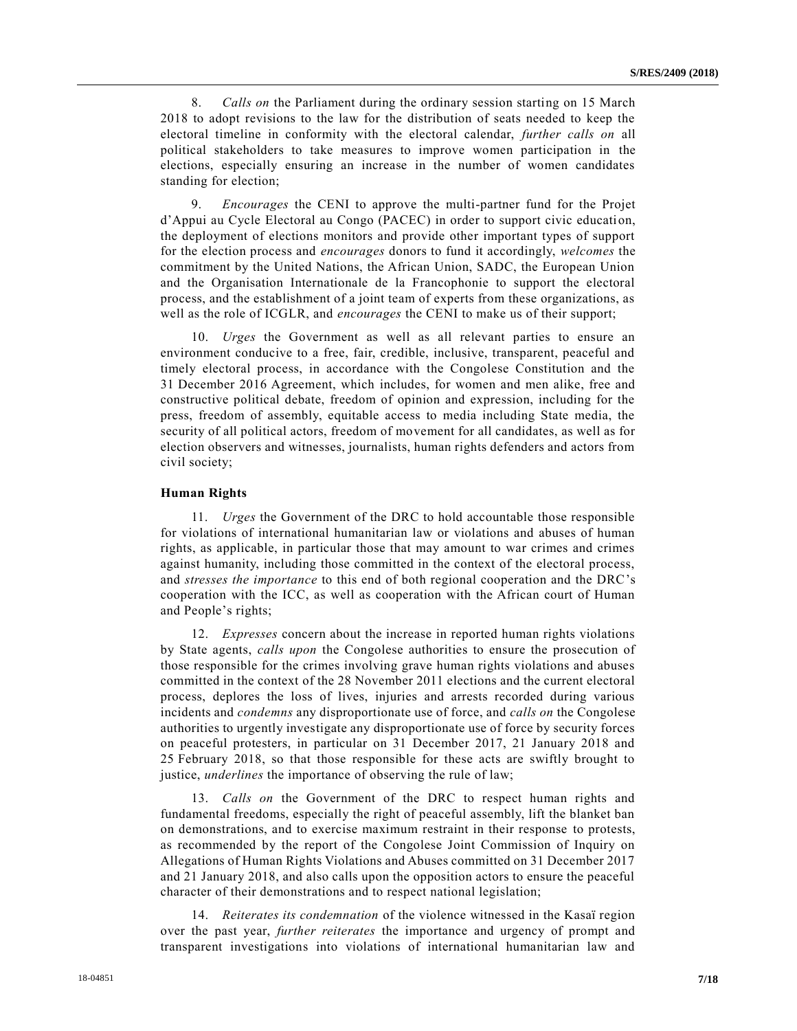8. *Calls on* the Parliament during the ordinary session starting on 15 March 2018 to adopt revisions to the law for the distribution of seats needed to keep the electoral timeline in conformity with the electoral calendar, *further calls on* all political stakeholders to take measures to improve women participation in the elections, especially ensuring an increase in the number of women candidates standing for election;

9. *Encourages* the CENI to approve the multi-partner fund for the Projet d'Appui au Cycle Electoral au Congo (PACEC) in order to support civic education, the deployment of elections monitors and provide other important types of support for the election process and *encourages* donors to fund it accordingly, *welcomes* the commitment by the United Nations, the African Union, SADC, the European Union and the Organisation Internationale de la Francophonie to support the electoral process, and the establishment of a joint team of experts from these organizations, as well as the role of ICGLR, and *encourages* the CENI to make us of their support;

10. *Urges* the Government as well as all relevant parties to ensure an environment conducive to a free, fair, credible, inclusive, transparent, peaceful and timely electoral process, in accordance with the Congolese Constitution and the 31 December 2016 Agreement, which includes, for women and men alike, free and constructive political debate, freedom of opinion and expression, including for the press, freedom of assembly, equitable access to media including State media, the security of all political actors, freedom of movement for all candidates, as well as for election observers and witnesses, journalists, human rights defenders and actors from civil society;

**Human Rights**

11. *Urges* the Government of the DRC to hold accountable those responsible for violations of international humanitarian law or violations and abuses of human rights, as applicable, in particular those that may amount to war crimes and crimes against humanity, including those committed in the context of the electoral process, and *stresses the importance* to this end of both regional cooperation and the DRC's cooperation with the ICC, as well as cooperation with the African court of Human and People's rights;

12. *Expresses* concern about the increase in reported human rights violations by State agents, *calls upon* the Congolese authorities to ensure the prosecution of those responsible for the crimes involving grave human rights violations and abuses committed in the context of the 28 November 2011 elections and the current electoral process, deplores the loss of lives, injuries and arrests recorded during various incidents and *condemns* any disproportionate use of force, and *calls on* the Congolese authorities to urgently investigate any disproportionate use of force by security forces on peaceful protesters, in particular on 31 December 2017, 21 January 2018 and 25 February 2018, so that those responsible for these acts are swiftly brought to justice, *underlines* the importance of observing the rule of law;

13. *Calls on* the Government of the DRC to respect human rights and fundamental freedoms, especially the right of peaceful assembly, lift the blanket ban on demonstrations, and to exercise maximum restraint in their response to protests, as recommended by the report of the Congolese Joint Commission of Inquiry on Allegations of Human Rights Violations and Abuses committed on 31 December 2017 and 21 January 2018, and also calls upon the opposition actors to ensure the peaceful character of their demonstrations and to respect national legislation;

14. *Reiterates its condemnation* of the violence witnessed in the Kasaï region over the past year, *further reiterates* the importance and urgency of prompt and transparent investigations into violations of international humanitarian law and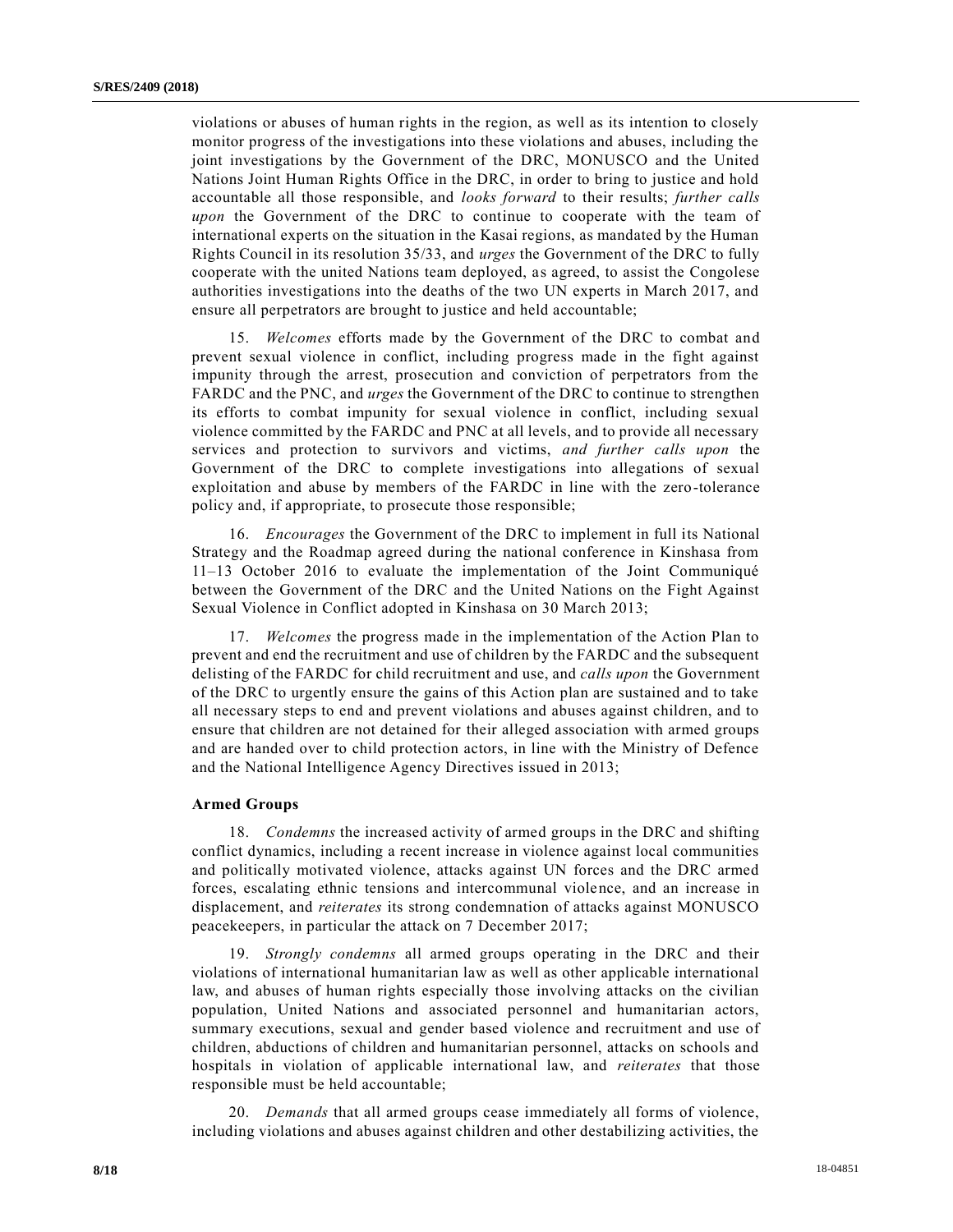violations or abuses of human rights in the region, as well as its intention to closely monitor progress of the investigations into these violations and abuses, including the joint investigations by the Government of the DRC, MONUSCO and the United Nations Joint Human Rights Office in the DRC, in order to bring to justice and hold accountable all those responsible, and *looks forward* to their results; *further calls upon* the Government of the DRC to continue to cooperate with the team of international experts on the situation in the Kasai regions, as mandated by the Human Rights Council in its resolution 35/33, and *urges* the Government of the DRC to fully cooperate with the united Nations team deployed, as agreed, to assist the Congolese authorities investigations into the deaths of the two UN experts in March 2017, and ensure all perpetrators are brought to justice and held accountable;

15. *Welcomes* efforts made by the Government of the DRC to combat and prevent sexual violence in conflict, including progress made in the fight against impunity through the arrest, prosecution and conviction of perpetrators from the FARDC and the PNC, and *urges* the Government of the DRC to continue to strengthen its efforts to combat impunity for sexual violence in conflict, including sexual violence committed by the FARDC and PNC at all levels, and to provide all necessary services and protection to survivors and victims, *and further calls upon* the Government of the DRC to complete investigations into allegations of sexual exploitation and abuse by members of the FARDC in line with the zero-tolerance policy and, if appropriate, to prosecute those responsible;

16. *Encourages* the Government of the DRC to implement in full its National Strategy and the Roadmap agreed during the national conference in Kinshasa from 11–13 October 2016 to evaluate the implementation of the Joint Communiqué between the Government of the DRC and the United Nations on the Fight Against Sexual Violence in Conflict adopted in Kinshasa on 30 March 2013;

17. *Welcomes* the progress made in the implementation of the Action Plan to prevent and end the recruitment and use of children by the FARDC and the subsequent delisting of the FARDC for child recruitment and use, and *calls upon* the Government of the DRC to urgently ensure the gains of this Action plan are sustained and to take all necessary steps to end and prevent violations and abuses against children, and to ensure that children are not detained for their alleged association with armed groups and are handed over to child protection actors, in line with the Ministry of Defence and the National Intelligence Agency Directives issued in 2013;

**Armed Groups**

18. *Condemns* the increased activity of armed groups in the DRC and shifting conflict dynamics, including a recent increase in violence against local communities and politically motivated violence, attacks against UN forces and the DRC armed forces, escalating ethnic tensions and intercommunal violence, and an increase in displacement, and *reiterates* its strong condemnation of attacks against MONUSCO peacekeepers, in particular the attack on 7 December 2017;

19. *Strongly condemns* all armed groups operating in the DRC and their violations of international humanitarian law as well as other applicable international law, and abuses of human rights especially those involving attacks on the civilian population, United Nations and associated personnel and humanitarian actors, summary executions, sexual and gender based violence and recruitment and use of children, abductions of children and humanitarian personnel, attacks on schools and hospitals in violation of applicable international law, and *reiterates* that those responsible must be held accountable;

20. *Demands* that all armed groups cease immediately all forms of violence, including violations and abuses against children and other destabilizing activities, the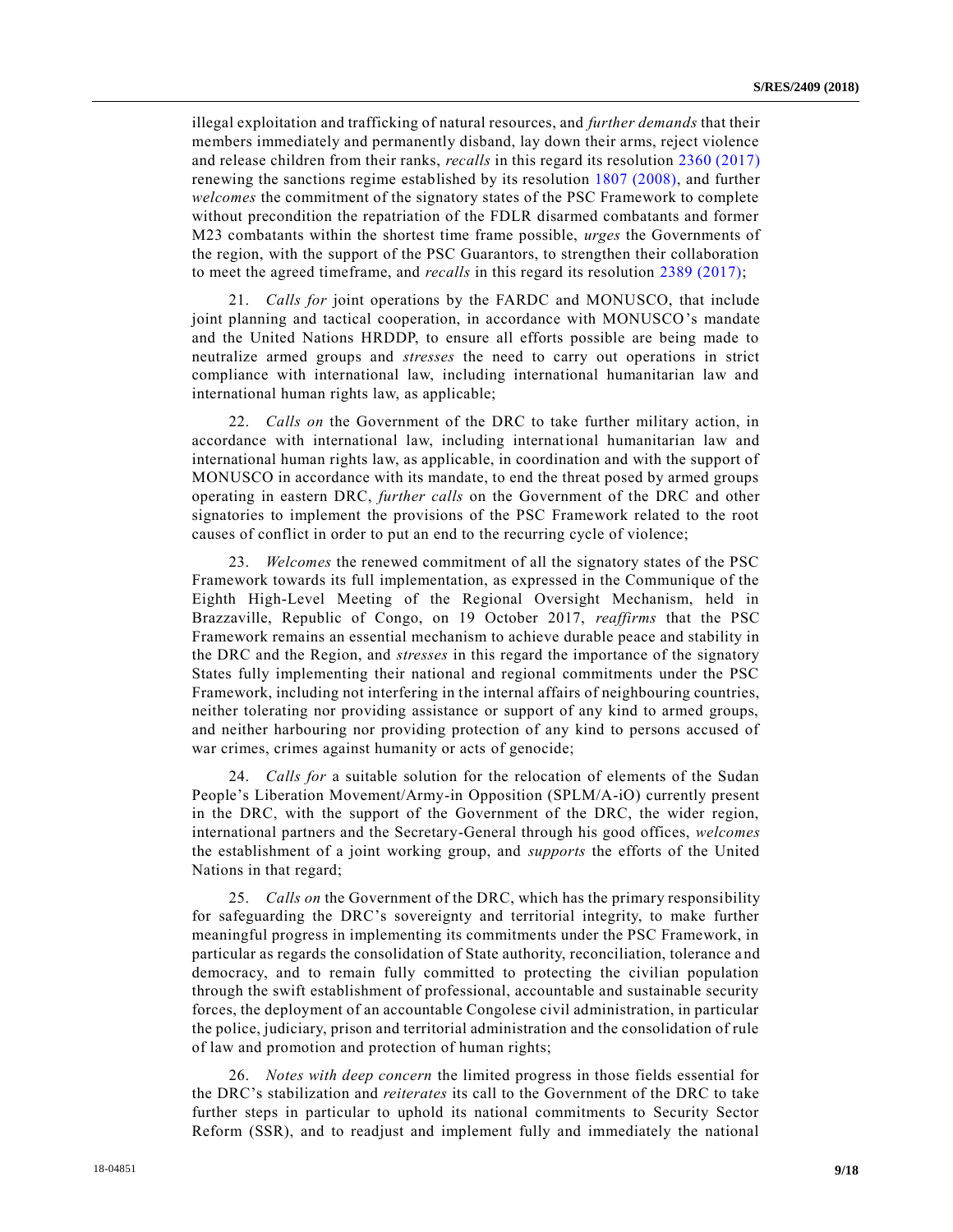illegal exploitation and trafficking of natural resources, and *further demands* that their members immediately and permanently disband, lay down their arms, reject violence and release children from their ranks, *recalls* in this regard its resolution 2360 (2017) renewing the sanctions regime established by its resolution 1807 (2008), and further *welcomes* the commitment of the signatory states of the PSC Framework to complete without precondition the repatriation of the FDLR disarmed combatants and former M23 combatants within the shortest time frame possible, *urges* the Governments of the region, with the support of the PSC Guarantors, to strengthen their collaboration to meet the agreed timeframe, and *recalls* in this regard its resolution 2389 (2017);

21. *Calls for* joint operations by the FARDC and MONUSCO, that include joint planning and tactical cooperation, in accordance with MONUSCO's mandate and the United Nations HRDDP, to ensure all efforts possible are being made to neutralize armed groups and *stresses* the need to carry out operations in strict compliance with international law, including international humanitarian law and international human rights law, as applicable;

22. *Calls on* the Government of the DRC to take further military action, in accordance with international law, including international humanitarian law and international human rights law, as applicable, in coordination and with the support of MONUSCO in accordance with its mandate, to end the threat posed by armed groups operating in eastern DRC, *further calls* on the Government of the DRC and other signatories to implement the provisions of the PSC Framework related to the root causes of conflict in order to put an end to the recurring cycle of violence;

23. *Welcomes* the renewed commitment of all the signatory states of the PSC Framework towards its full implementation, as expressed in the Communique of the Eighth High-Level Meeting of the Regional Oversight Mechanism, held in Brazzaville, Republic of Congo, on 19 October 2017, *reaffirms* that the PSC Framework remains an essential mechanism to achieve durable peace and stability in the DRC and the Region, and *stresses* in this regard the importance of the signatory States fully implementing their national and regional commitments under the PSC Framework, including not interfering in the internal affairs of neighbouring countries, neither tolerating nor providing assistance or support of any kind to armed groups, and neither harbouring nor providing protection of any kind to persons accused of war crimes, crimes against humanity or acts of genocide;

24. *Calls for* a suitable solution for the relocation of elements of the Sudan People's Liberation Movement/Army-in Opposition (SPLM/A-iO) currently present in the DRC, with the support of the Government of the DRC, the wider region, international partners and the Secretary-General through his good offices, *welcomes* the establishment of a joint working group, and *supports* the efforts of the United Nations in that regard;

25. *Calls on* the Government of the DRC, which has the primary responsibility for safeguarding the DRC's sovereignty and territorial integrity, to make further meaningful progress in implementing its commitments under the PSC Framework, in particular as regards the consolidation of State authority, reconciliation, tolerance and democracy, and to remain fully committed to protecting the civilian population through the swift establishment of professional, accountable and sustainable security forces, the deployment of an accountable Congolese civil administration, in particular the police, judiciary, prison and territorial administration and the consolidation of rule of law and promotion and protection of human rights;

26. *Notes with deep concern* the limited progress in those fields essential for the DRC's stabilization and *reiterates* its call to the Government of the DRC to take further steps in particular to uphold its national commitments to Security Sector Reform (SSR), and to readjust and implement fully and immediately the national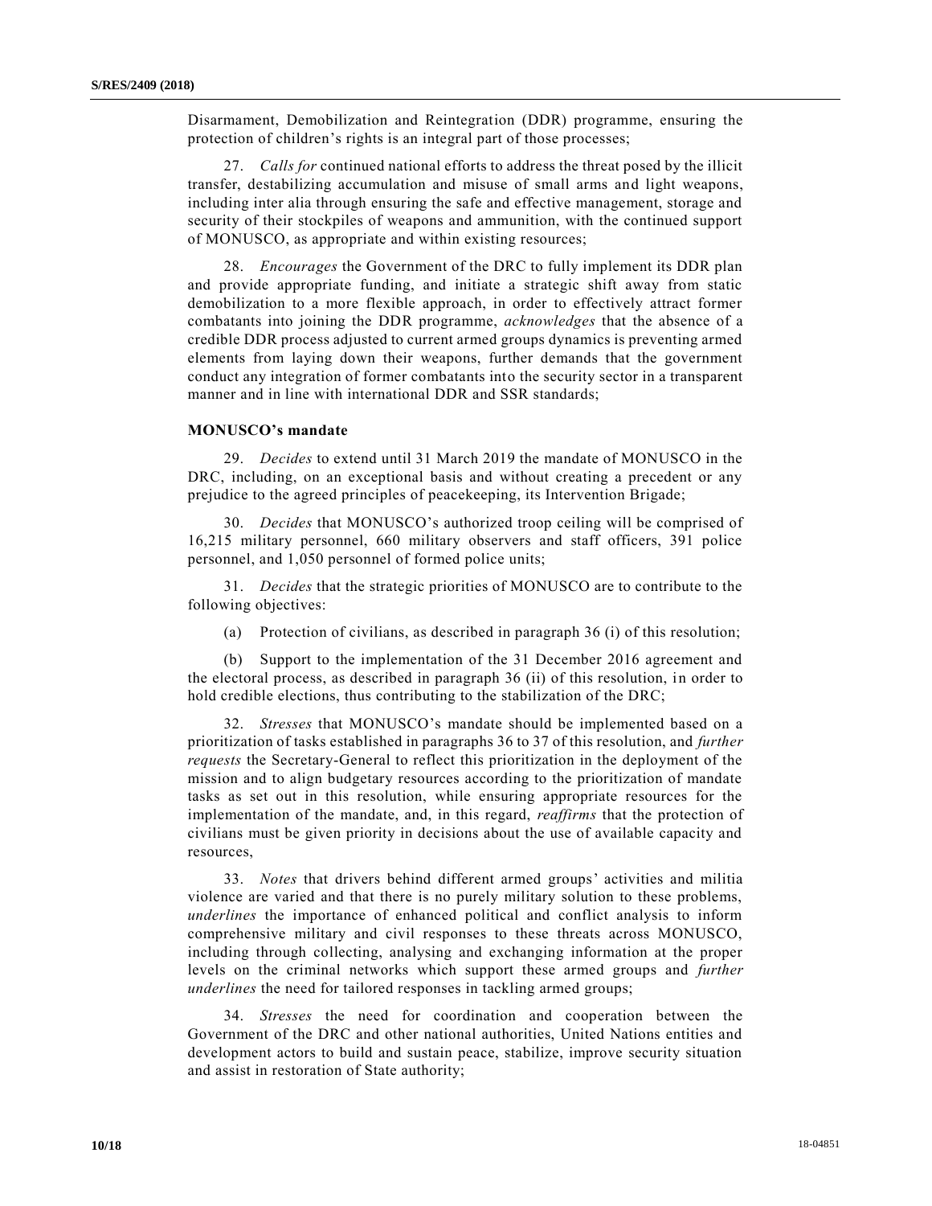Disarmament, Demobilization and Reintegration (DDR) programme, ensuring the protection of children's rights is an integral part of those processes;

27. *Calls for* continued national efforts to address the threat posed by the illicit transfer, destabilizing accumulation and misuse of small arms and light weapons, including inter alia through ensuring the safe and effective management, storage and security of their stockpiles of weapons and ammunition, with the continued support of MONUSCO, as appropriate and within existing resources;

28. *Encourages* the Government of the DRC to fully implement its DDR plan and provide appropriate funding, and initiate a strategic shift away from static demobilization to a more flexible approach, in order to effectively attract former combatants into joining the DDR programme, *acknowledges* that the absence of a credible DDR process adjusted to current armed groups dynamics is preventing armed elements from laying down their weapons, further demands that the government conduct any integration of former combatants into the security sector in a transparent manner and in line with international DDR and SSR standards;

**MONUSCO's mandate**

29. *Decides* to extend until 31 March 2019 the mandate of MONUSCO in the DRC, including, on an exceptional basis and without creating a precedent or any prejudice to the agreed principles of peacekeeping, its Intervention Brigade;

30. *Decides* that MONUSCO's authorized troop ceiling will be comprised of 16,215 military personnel, 660 military observers and staff officers, 391 police personnel, and 1,050 personnel of formed police units;

31. *Decides* that the strategic priorities of MONUSCO are to contribute to the following objectives:

(a) Protection of civilians, as described in paragraph 36 (i) of this resolution;

(b) Support to the implementation of the 31 December 2016 agreement and the electoral process, as described in paragraph 36 (ii) of this resolution, in order to hold credible elections, thus contributing to the stabilization of the DRC;

32. *Stresses* that MONUSCO's mandate should be implemented based on a prioritization of tasks established in paragraphs 36 to 37 of this resolution, and *further requests* the Secretary-General to reflect this prioritization in the deployment of the mission and to align budgetary resources according to the prioritization of mandate tasks as set out in this resolution, while ensuring appropriate resources for the implementation of the mandate, and, in this regard, *reaffirms* that the protection of civilians must be given priority in decisions about the use of available capacity and resources,

33. *Notes* that drivers behind different armed groups' activities and militia violence are varied and that there is no purely military solution to these problems, *underlines* the importance of enhanced political and conflict analysis to inform comprehensive military and civil responses to these threats across MONUSCO, including through collecting, analysing and exchanging information at the proper levels on the criminal networks which support these armed groups and *further underlines* the need for tailored responses in tackling armed groups;

34. *Stresses* the need for coordination and cooperation between the Government of the DRC and other national authorities, United Nations entities and development actors to build and sustain peace, stabilize, improve security situation and assist in restoration of State authority;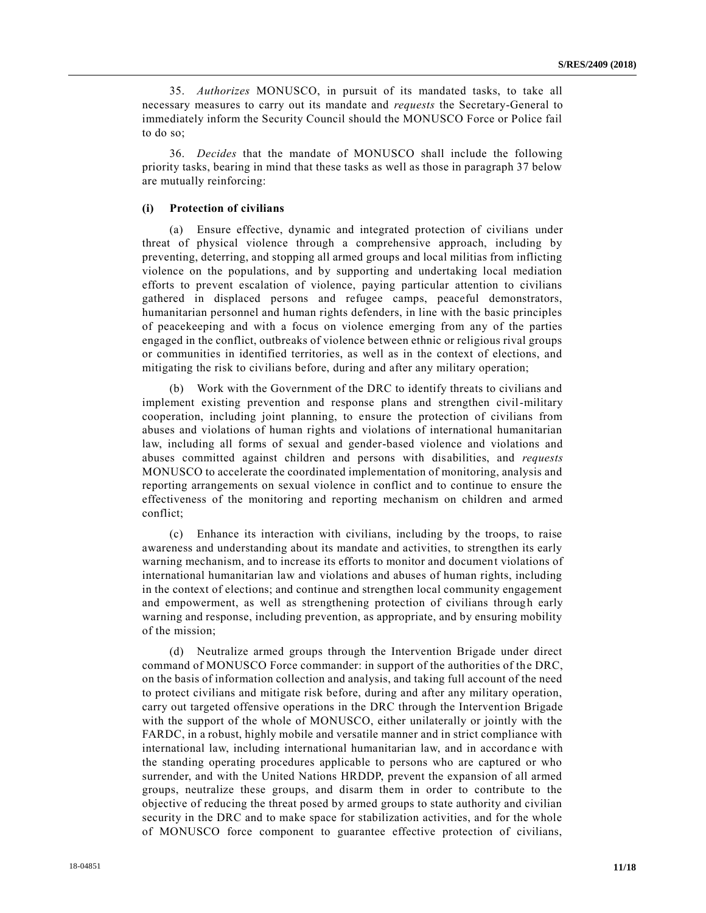35. *Authorizes* MONUSCO, in pursuit of its mandated tasks, to take all necessary measures to carry out its mandate and *requests* the Secretary-General to immediately inform the Security Council should the MONUSCO Force or Police fail to do so;

36. *Decides* that the mandate of MONUSCO shall include the following priority tasks, bearing in mind that these tasks as well as those in paragraph 37 below are mutually reinforcing:

**(i) Protection of civilians**

(a) Ensure effective, dynamic and integrated protection of civilians under threat of physical violence through a comprehensive approach, including by preventing, deterring, and stopping all armed groups and local militias from inflicting violence on the populations, and by supporting and undertaking local mediation efforts to prevent escalation of violence, paying particular attention to civilians gathered in displaced persons and refugee camps, peaceful demonstrators, humanitarian personnel and human rights defenders, in line with the basic principles of peacekeeping and with a focus on violence emerging from any of the parties engaged in the conflict, outbreaks of violence between ethnic or religious rival groups or communities in identified territories, as well as in the context of elections, and mitigating the risk to civilians before, during and after any military operation;

(b) Work with the Government of the DRC to identify threats to civilians and implement existing prevention and response plans and strengthen civil-military cooperation, including joint planning, to ensure the protection of civilians from abuses and violations of human rights and violations of international humanitarian law, including all forms of sexual and gender-based violence and violations and abuses committed against children and persons with disabilities, and *requests* MONUSCO to accelerate the coordinated implementation of monitoring, analysis and reporting arrangements on sexual violence in conflict and to continue to ensure the effectiveness of the monitoring and reporting mechanism on children and armed conflict;

(c) Enhance its interaction with civilians, including by the troops, to raise awareness and understanding about its mandate and activities, to strengthen its early warning mechanism, and to increase its efforts to monitor and document violations of international humanitarian law and violations and abuses of human rights, including in the context of elections; and continue and strengthen local community engagement and empowerment, as well as strengthening protection of civilians through early warning and response, including prevention, as appropriate, and by ensuring mobility of the mission;

(d) Neutralize armed groups through the Intervention Brigade under direct command of MONUSCO Force commander: in support of the authorities of the DRC, on the basis of information collection and analysis, and taking full account of the need to protect civilians and mitigate risk before, during and after any military operation, carry out targeted offensive operations in the DRC through the Intervention Brigade with the support of the whole of MONUSCO, either unilaterally or jointly with the FARDC, in a robust, highly mobile and versatile manner and in strict compliance with international law, including international humanitarian law, and in accordance with the standing operating procedures applicable to persons who are captured or who surrender, and with the United Nations HRDDP, prevent the expansion of all armed groups, neutralize these groups, and disarm them in order to contribute to the objective of reducing the threat posed by armed groups to state authority and civilian security in the DRC and to make space for stabilization activities, and for the whole of MONUSCO force component to guarantee effective protection of civilians,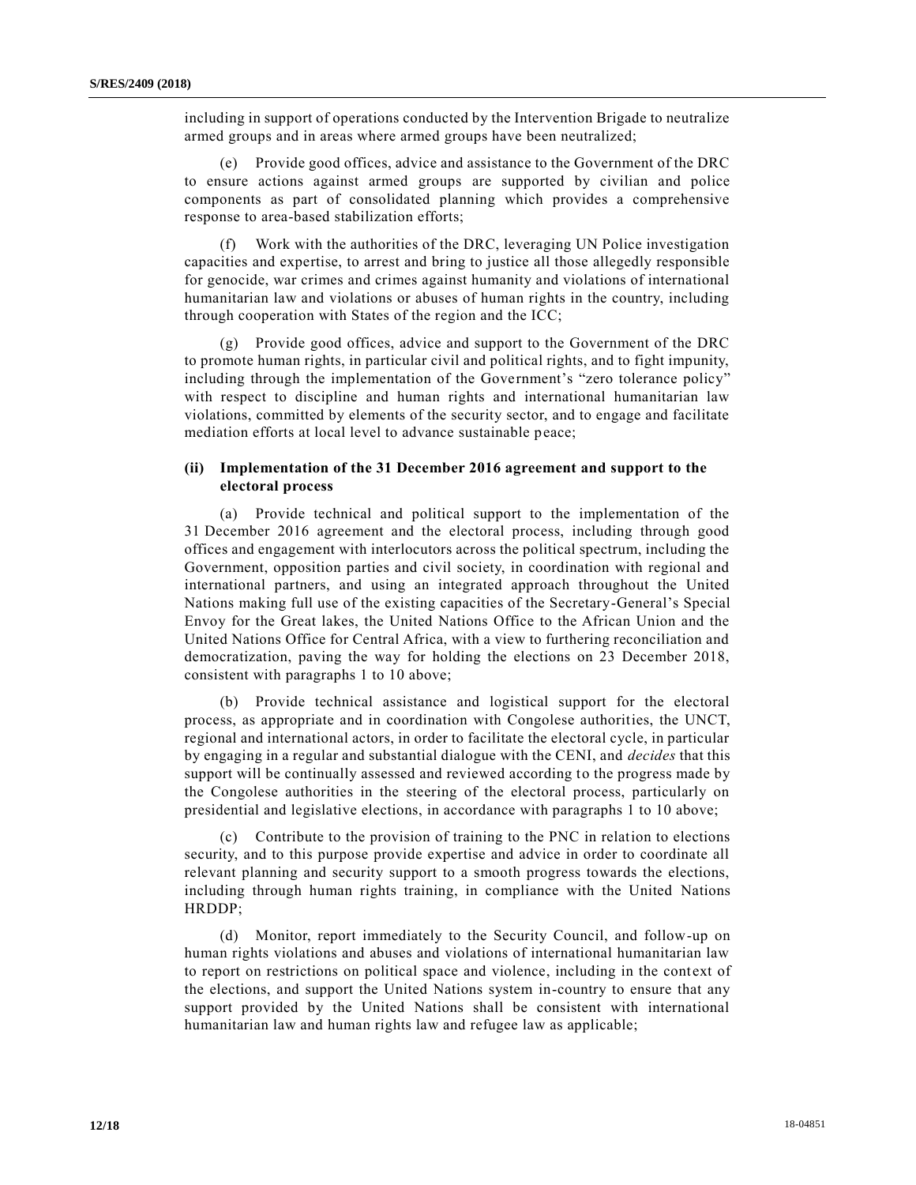including in support of operations conducted by the Intervention Brigade to neutralize armed groups and in areas where armed groups have been neutralized;

(e) Provide good offices, advice and assistance to the Government of the DRC to ensure actions against armed groups are supported by civilian and police components as part of consolidated planning which provides a comprehensive response to area-based stabilization efforts;

(f) Work with the authorities of the DRC, leveraging UN Police investigation capacities and expertise, to arrest and bring to justice all those allegedly responsible for genocide, war crimes and crimes against humanity and violations of international humanitarian law and violations or abuses of human rights in the country, including through cooperation with States of the region and the ICC;

(g) Provide good offices, advice and support to the Government of the DRC to promote human rights, in particular civil and political rights, and to fight impunity, including through the implementation of the Government's "zero tolerance policy" with respect to discipline and human rights and international humanitarian law violations, committed by elements of the security sector, and to engage and facilitate mediation efforts at local level to advance sustainable peace;

### (ii) Implementation of the 31 December 2016 agreement and support to the electoral process

(a) Provide technical and political support to the implementation of the 31 December 2016 agreement and the electoral process, including through good offices and engagement with interlocutors across the political spectrum, including the Government, opposition parties and civil society, in coordination with regional and international partners, and using an integrated approach throughout the United Nations making full use of the existing capacities of the Secretary-General's Special Envoy for the Great lakes, the United Nations Office to the African Union and the United Nations Office for Central Africa, with a view to furthering reconciliation and democratization, paving the way for holding the elections on 23 December 2018, consistent with paragraphs 1 to 10 above;

(b) Provide technical assistance and logistical support for the electoral process, as appropriate and in coordination with Congolese authorities, the UNCT, regional and international actors, in order to facilitate the electoral cycle, in particular by engaging in a regular and substantial dialogue with the CENI, and *decides* that this support will be continually assessed and reviewed according to the progress made by the Congolese authorities in the steering of the electoral process, particularly on presidential and legislative elections, in accordance with paragraphs 1 to 10 above;

(c) Contribute to the provision of training to the PNC in relation to elections security, and to this purpose provide expertise and advice in order to coordinate all relevant planning and security support to a smooth progress towards the elections, including through human rights training, in compliance with the United Nations HRDDP;

(d) Monitor, report immediately to the Security Council, and follow-up on human rights violations and abuses and violations of international humanitarian law to report on restrictions on political space and violence, including in the context of the elections, and support the United Nations system in-country to ensure that any support provided by the United Nations shall be consistent with international humanitarian law and human rights law and refugee law as applicable;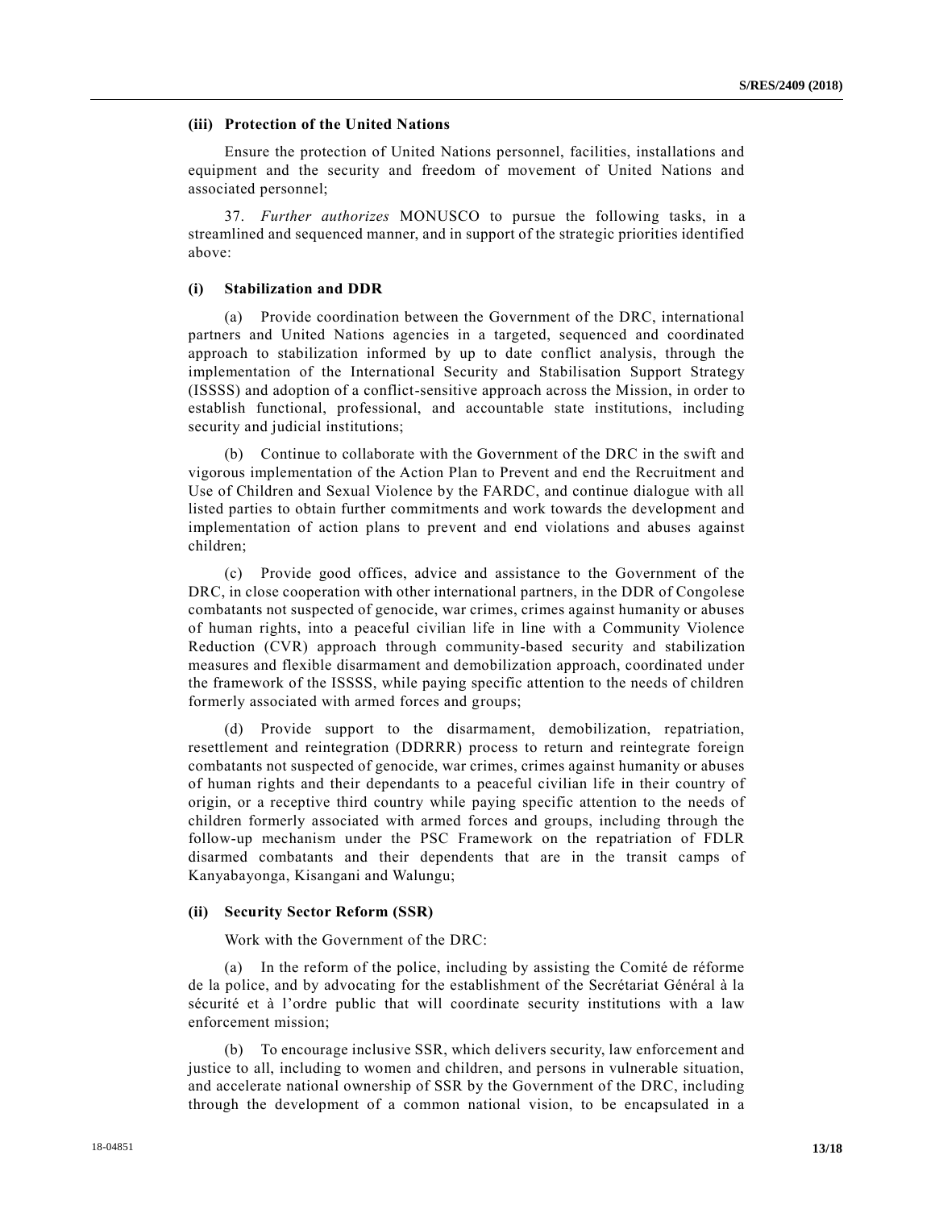#### (iii) Protection of the United Nations

Ensure the protection of United Nations personnel, facilities, installations and equipment and the security and freedom of movement of United Nations and associated personnel;

37. *Further authorizes* MONUSCO to pursue the following tasks, in a streamlined and sequenced manner, and in support of the strategic priorities identified above:

#### (i) Stabilization and DDR

(a) Provide coordination between the Government of the DRC, international partners and United Nations agencies in a targeted, sequenced and coordinated approach to stabilization informed by up to date conflict analysis, through the implementation of the International Security and Stabilisation Support Strategy (ISSSS) and adoption of a conflict-sensitive approach across the Mission, in order to establish functional, professional, and accountable state institutions, including security and judicial institutions;

(b) Continue to collaborate with the Government of the DRC in the swift and vigorous implementation of the Action Plan to Prevent and end the Recruitment and Use of Children and Sexual Violence by the FARDC, and continue dialogue with all listed parties to obtain further commitments and work towards the development and implementation of action plans to prevent and end violations and abuses against children;

(c) Provide good offices, advice and assistance to the Government of the DRC, in close cooperation with other international partners, in the DDR of Congolese combatants not suspected of genocide, war crimes, crimes against humanity or abuses of human rights, into a peaceful civilian life in line with a Community Violence Reduction (CVR) approach through community-based security and stabilization measures and flexible disarmament and demobilization approach, coordinated under the framework of the ISSSS, while paying specific attention to the needs of children formerly associated with armed forces and groups;

(d) Provide support to the disarmament, demobilization, repatriation, resettlement and reintegration (DDRRR) process to return and reintegrate foreign combatants not suspected of genocide, war crimes, crimes against humanity or abuses of human rights and their dependants to a peaceful civilian life in their country of origin, or a receptive third country while paying specific attention to the needs of children formerly associated with armed forces and groups, including through the follow-up mechanism under the PSC Framework on the repatriation of FDLR disarmed combatants and their dependents that are in the transit camps of Kanyabayonga, Kisangani and Walungu;

#### (ii) Security Sector Reform (SSR)

Work with the Government of the DRC:

(a) In the reform of the police, including by assisting the Comité de réforme de la police, and by advocating for the establishment of the Secrétariat Général à la sécurité et à l'ordre public that will coordinate security institutions with a law enforcement mission;

(b) To encourage inclusive SSR, which delivers security, law enforcement and justice to all, including to women and children, and persons in vulnerable situation, and accelerate national ownership of SSR by the Government of the DRC, including through the development of a common national vision, to be encapsulated in a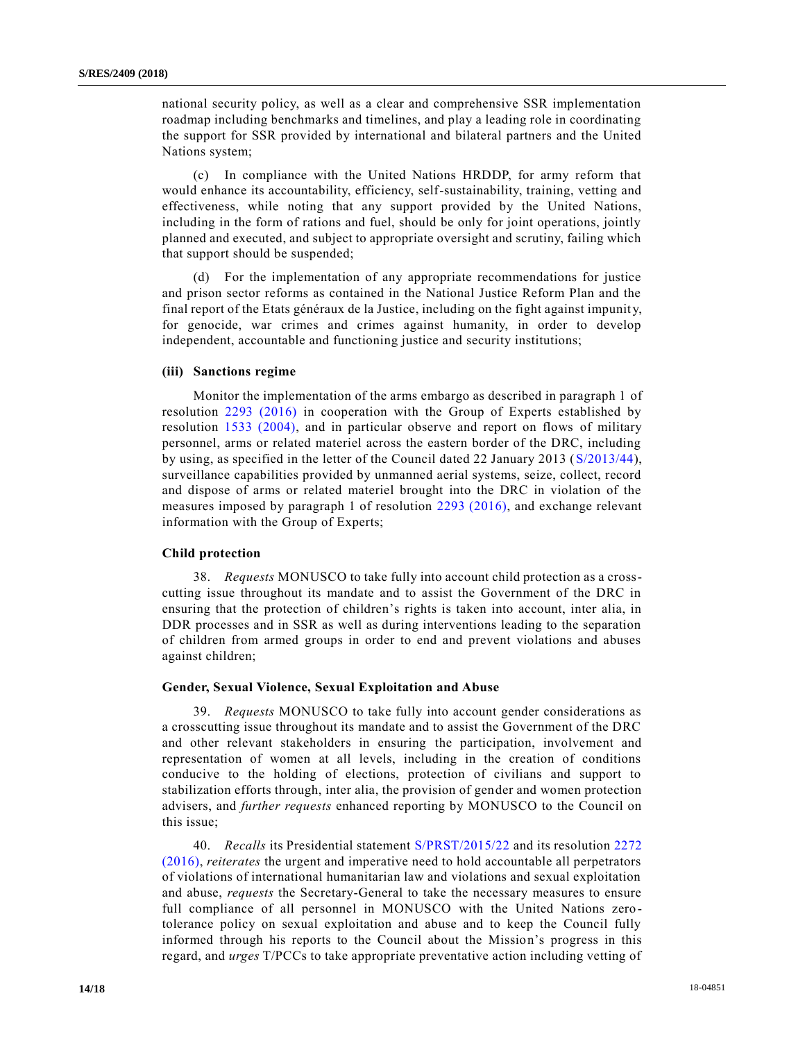national security policy, as well as a clear and comprehensive SSR implementation roadmap including benchmarks and timelines, and play a leading role in coordinating the support for SSR provided by international and bilateral partners and the United Nations system;

(c) In compliance with the United Nations HRDDP, for army reform that would enhance its accountability, efficiency, self-sustainability, training, vetting and effectiveness, while noting that any support provided by the United Nations, including in the form of rations and fuel, should be only for joint operations, jointly planned and executed, and subject to appropriate oversight and scrutiny, failing which that support should be suspended;

(d) For the implementation of any appropriate recommendations for justice and prison sector reforms as contained in the National Justice Reform Plan and the final report of the Etats généraux de la Justice, including on the fight against impunity, for genocide, war crimes and crimes against humanity, in order to develop independent, accountable and functioning justice and security institutions;

**(iii) Sanctions regime**

Monitor the implementation of the arms embargo as described in paragraph 1 of resolution 2293 (2016) in cooperation with the Group of Experts established by resolution 1533 (2004), and in particular observe and report on flows of military personnel, arms or related materiel across the eastern border of the DRC, including by using, as specified in the letter of the Council dated 22 January 2013 (S/2013/44), surveillance capabilities provided by unmanned aerial systems, seize, collect, record and dispose of arms or related materiel brought into the DRC in violation of the measures imposed by paragraph 1 of resolution 2293 (2016), and exchange relevant information with the Group of Experts;

**Child protection**

38. *Requests* MONUSCO to take fully into account child protection as a cross-cutting issue throughout its mandate and to assist the Government of the DRC in ensuring that the protection of children's rights is taken into account, inter alia, in DDR processes and in SSR as well as during interventions leading to the separation of children from armed groups in order to end and prevent violations and abuses against children;

**Gender, Sexual Violence, Sexual Exploitation and Abuse**

39. *Requests* MONUSCO to take fully into account gender considerations as a crosscutting issue throughout its mandate and to assist the Government of the DRC and other relevant stakeholders in ensuring the participation, involvement and representation of women at all levels, including in the creation of conditions conducive to the holding of elections, protection of civilians and support to stabilization efforts through, inter alia, the provision of gender and women protection advisers, and *further requests* enhanced reporting by MONUSCO to the Council on this issue;

40. *Recalls* its Presidential statement S/PRST/2015/22 and its resolution 2272 (2016), *reiterates* the urgent and imperative need to hold accountable all perpetrators of violations of international humanitarian law and violations and sexual exploitation and abuse, *requests* the Secretary-General to take the necessary measures to ensure full compliance of all personnel in MONUSCO with the United Nations zero-tolerance policy on sexual exploitation and abuse and to keep the Council fully informed through his reports to the Council about the Mission's progress in this regard, and *urges* T/PCCs to take appropriate preventative action including vetting of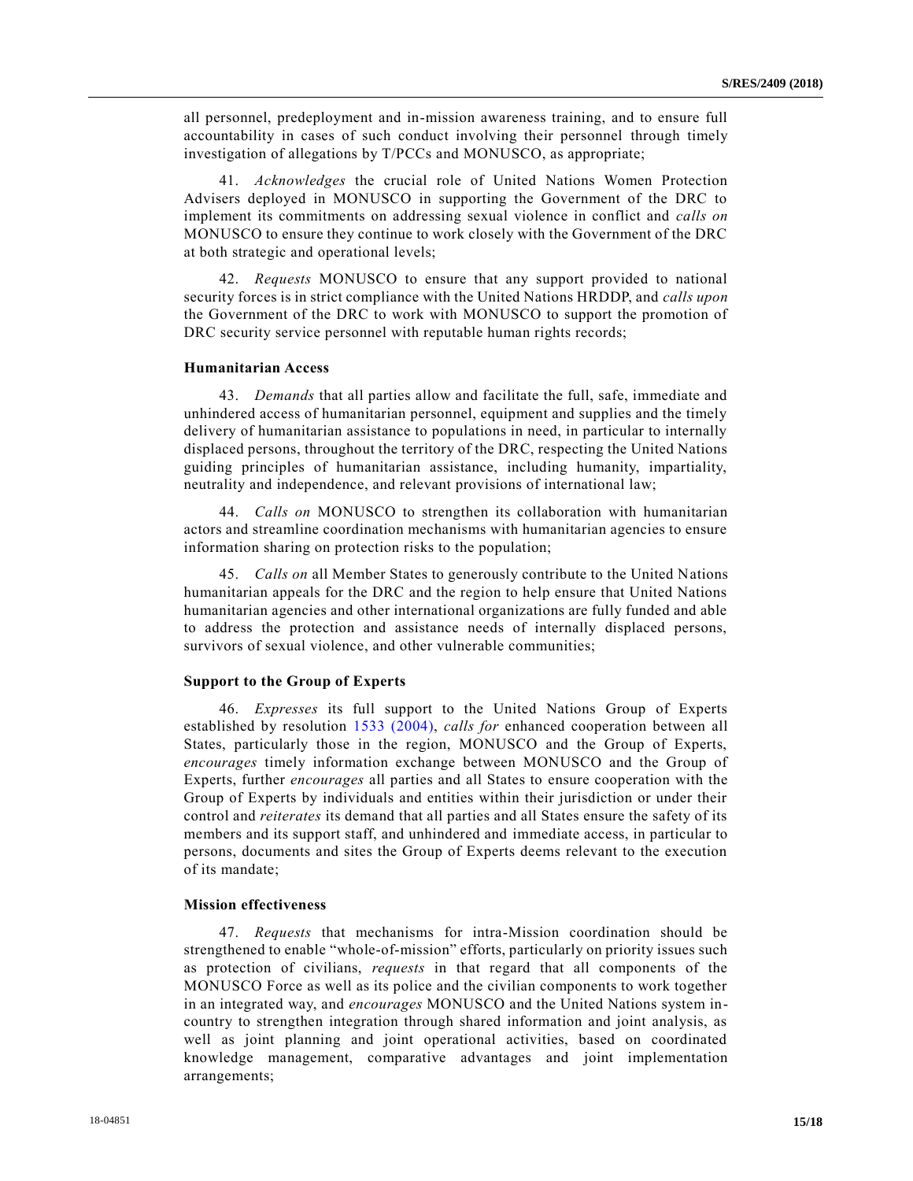all personnel, predeployment and in-mission awareness training, and to ensure full accountability in cases of such conduct involving their personnel through timely investigation of allegations by T/PCCs and MONUSCO, as appropriate;

41. *Acknowledges* the crucial role of United Nations Women Protection Advisers deployed in MONUSCO in supporting the Government of the DRC to implement its commitments on addressing sexual violence in conflict and *calls on* MONUSCO to ensure they continue to work closely with the Government of the DRC at both strategic and operational levels;

42. *Requests* MONUSCO to ensure that any support provided to national security forces is in strict compliance with the United Nations HRDDP, and *calls upon* the Government of the DRC to work with MONUSCO to support the promotion of DRC security service personnel with reputable human rights records;

**Humanitarian Access**

43. *Demands* that all parties allow and facilitate the full, safe, immediate and unhindered access of humanitarian personnel, equipment and supplies and the timely delivery of humanitarian assistance to populations in need, in particular to internally displaced persons, throughout the territory of the DRC, respecting the United Nations guiding principles of humanitarian assistance, including humanity, impartiality, neutrality and independence, and relevant provisions of international law;

44. *Calls on* MONUSCO to strengthen its collaboration with humanitarian actors and streamline coordination mechanisms with humanitarian agencies to ensure information sharing on protection risks to the population;

45. *Calls on* all Member States to generously contribute to the United Nations humanitarian appeals for the DRC and the region to help ensure that United Nations humanitarian agencies and other international organizations are fully funded and able to address the protection and assistance needs of internally displaced persons, survivors of sexual violence, and other vulnerable communities;

**Support to the Group of Experts**

46. *Expresses* its full support to the United Nations Group of Experts established by resolution 1533 (2004), *calls for* enhanced cooperation between all States, particularly those in the region, MONUSCO and the Group of Experts, *encourages* timely information exchange between MONUSCO and the Group of Experts, further *encourages* all parties and all States to ensure cooperation with the Group of Experts by individuals and entities within their jurisdiction or under their control and *reiterates* its demand that all parties and all States ensure the safety of its members and its support staff, and unhindered and immediate access, in particular to persons, documents and sites the Group of Experts deems relevant to the execution of its mandate;

**Mission effectiveness**

47. *Requests* that mechanisms for intra-Mission coordination should be strengthened to enable "whole-of-mission" efforts, particularly on priority issues such as protection of civilians, *requests* in that regard that all components of the MONUSCO Force as well as its police and the civilian components to work together in an integrated way, and *encourages* MONUSCO and the United Nations system in-country to strengthen integration through shared information and joint analysis, as well as joint planning and joint operational activities, based on coordinated knowledge management, comparative advantages and joint implementation arrangements;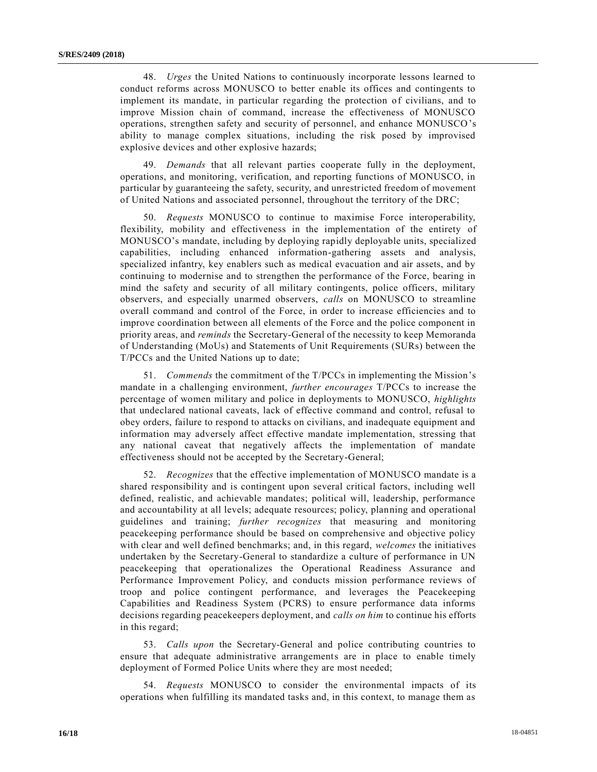48. *Urges* the United Nations to continuously incorporate lessons learned to conduct reforms across MONUSCO to better enable its offices and contingents to implement its mandate, in particular regarding the protection of civilians, and to improve Mission chain of command, increase the effectiveness of MONUSCO operations, strengthen safety and security of personnel, and enhance MONUSCO's ability to manage complex situations, including the risk posed by improvised explosive devices and other explosive hazards;

49. *Demands* that all relevant parties cooperate fully in the deployment, operations, and monitoring, verification, and reporting functions of MONUSCO, in particular by guaranteeing the safety, security, and unrestricted freedom of movement of United Nations and associated personnel, throughout the territory of the DRC;

50. *Requests* MONUSCO to continue to maximise Force interoperability, flexibility, mobility and effectiveness in the implementation of the entirety of MONUSCO's mandate, including by deploying rapidly deployable units, specialized capabilities, including enhanced information-gathering assets and analysis, specialized infantry, key enablers such as medical evacuation and air assets, and by continuing to modernise and to strengthen the performance of the Force, bearing in mind the safety and security of all military contingents, police officers, military observers, and especially unarmed observers, *calls* on MONUSCO to streamline overall command and control of the Force, in order to increase efficiencies and to improve coordination between all elements of the Force and the police component in priority areas, and *reminds* the Secretary-General of the necessity to keep Memoranda of Understanding (MoUs) and Statements of Unit Requirements (SURs) between the T/PCCs and the United Nations up to date;

51. *Commends* the commitment of the T/PCCs in implementing the Mission's mandate in a challenging environment, *further encourages* T/PCCs to increase the percentage of women military and police in deployments to MONUSCO, *highlights* that undeclared national caveats, lack of effective command and control, refusal to obey orders, failure to respond to attacks on civilians, and inadequate equipment and information may adversely affect effective mandate implementation, stressing that any national caveat that negatively affects the implementation of mandate effectiveness should not be accepted by the Secretary-General;

52. *Recognizes* that the effective implementation of MONUSCO mandate is a shared responsibility and is contingent upon several critical factors, including well defined, realistic, and achievable mandates; political will, leadership, performance and accountability at all levels; adequate resources; policy, planning and operational guidelines and training; *further recognizes* that measuring and monitoring peacekeeping performance should be based on comprehensive and objective policy with clear and well defined benchmarks; and, in this regard, *welcomes* the initiatives undertaken by the Secretary-General to standardize a culture of performance in UN peacekeeping that operationalizes the Operational Readiness Assurance and Performance Improvement Policy, and conducts mission performance reviews of troop and police contingent performance, and leverages the Peacekeeping Capabilities and Readiness System (PCRS) to ensure performance data informs decisions regarding peacekeepers deployment, and *calls on him* to continue his efforts in this regard;

53. *Calls upon* the Secretary-General and police contributing countries to ensure that adequate administrative arrangements are in place to enable timely deployment of Formed Police Units where they are most needed;

54. *Requests* MONUSCO to consider the environmental impacts of its operations when fulfilling its mandated tasks and, in this context, to manage them as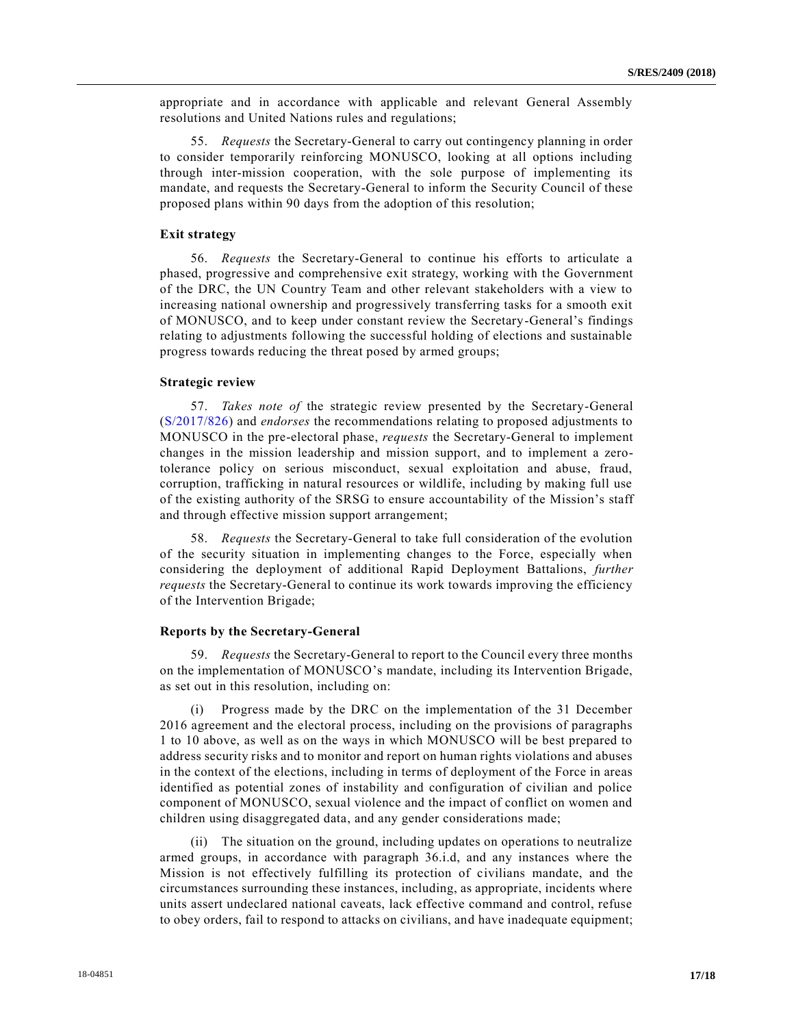appropriate and in accordance with applicable and relevant General Assembly resolutions and United Nations rules and regulations;

55. *Requests* the Secretary-General to carry out contingency planning in order to consider temporarily reinforcing MONUSCO, looking at all options including through inter-mission cooperation, with the sole purpose of implementing its mandate, and requests the Secretary-General to inform the Security Council of these proposed plans within 90 days from the adoption of this resolution;

**Exit strategy**

56. *Requests* the Secretary-General to continue his efforts to articulate a phased, progressive and comprehensive exit strategy, working with the Government of the DRC, the UN Country Team and other relevant stakeholders with a view to increasing national ownership and progressively transferring tasks for a smooth exit of MONUSCO, and to keep under constant review the Secretary-General's findings relating to adjustments following the successful holding of elections and sustainable progress towards reducing the threat posed by armed groups;

**Strategic review**

57. *Takes note of* the strategic review presented by the Secretary-General (S/2017/826) and *endorses* the recommendations relating to proposed adjustments to MONUSCO in the pre-electoral phase, *requests* the Secretary-General to implement changes in the mission leadership and mission support, and to implement a zero-tolerance policy on serious misconduct, sexual exploitation and abuse, fraud, corruption, trafficking in natural resources or wildlife, including by making full use of the existing authority of the SRSG to ensure accountability of the Mission's staff and through effective mission support arrangement;

58. *Requests* the Secretary-General to take full consideration of the evolution of the security situation in implementing changes to the Force, especially when considering the deployment of additional Rapid Deployment Battalions, *further requests* the Secretary-General to continue its work towards improving the efficiency of the Intervention Brigade;

**Reports by the Secretary-General**

59. *Requests* the Secretary-General to report to the Council every three months on the implementation of MONUSCO's mandate, including its Intervention Brigade, as set out in this resolution, including on:

(i) Progress made by the DRC on the implementation of the 31 December 2016 agreement and the electoral process, including on the provisions of paragraphs 1 to 10 above, as well as on the ways in which MONUSCO will be best prepared to address security risks and to monitor and report on human rights violations and abuses in the context of the elections, including in terms of deployment of the Force in areas identified as potential zones of instability and configuration of civilian and police component of MONUSCO, sexual violence and the impact of conflict on women and children using disaggregated data, and any gender considerations made;

(ii) The situation on the ground, including updates on operations to neutralize armed groups, in accordance with paragraph 36.i.d, and any instances where the Mission is not effectively fulfilling its protection of civilians mandate, and the circumstances surrounding these instances, including, as appropriate, incidents where units assert undeclared national caveats, lack effective command and control, refuse to obey orders, fail to respond to attacks on civilians, and have inadequate equipment;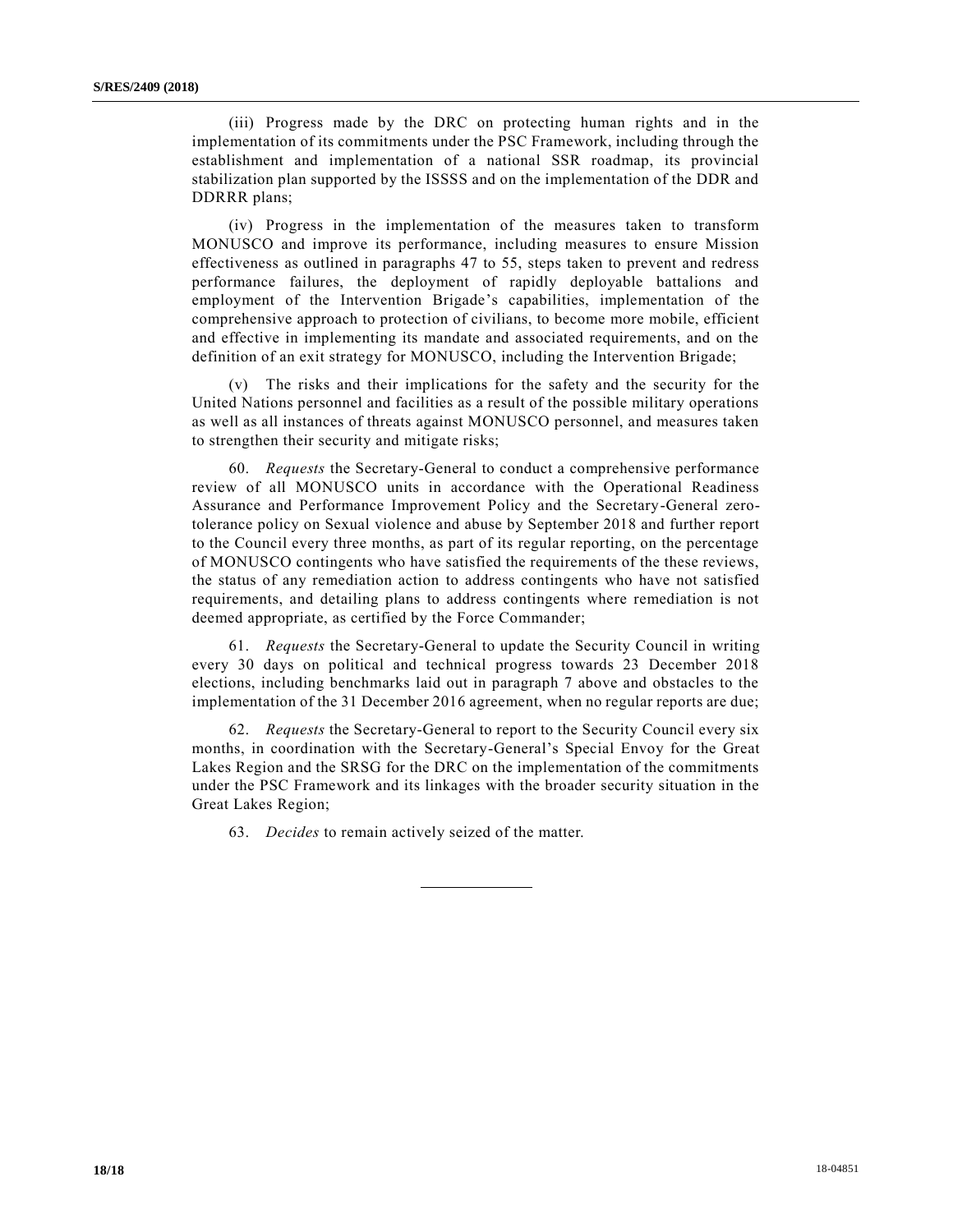(iii) Progress made by the DRC on protecting human rights and in the implementation of its commitments under the PSC Framework, including through the establishment and implementation of a national SSR roadmap, its provincial stabilization plan supported by the ISSSS and on the implementation of the DDR and DDRRR plans;

(iv) Progress in the implementation of the measures taken to transform MONUSCO and improve its performance, including measures to ensure Mission effectiveness as outlined in paragraphs 47 to 55, steps taken to prevent and redress performance failures, the deployment of rapidly deployable battalions and employment of the Intervention Brigade's capabilities, implementation of the comprehensive approach to protection of civilians, to become more mobile, efficient and effective in implementing its mandate and associated requirements, and on the definition of an exit strategy for MONUSCO, including the Intervention Brigade;

(v) The risks and their implications for the safety and the security for the United Nations personnel and facilities as a result of the possible military operations as well as all instances of threats against MONUSCO personnel, and measures taken to strengthen their security and mitigate risks;

60. *Requests* the Secretary-General to conduct a comprehensive performance review of all MONUSCO units in accordance with the Operational Readiness Assurance and Performance Improvement Policy and the Secretary-General zero-tolerance policy on Sexual violence and abuse by September 2018 and further report to the Council every three months, as part of its regular reporting, on the percentage of MONUSCO contingents who have satisfied the requirements of the these reviews, the status of any remediation action to address contingents who have not satisfied requirements, and detailing plans to address contingents where remediation is not deemed appropriate, as certified by the Force Commander;

61. *Requests* the Secretary-General to update the Security Council in writing every 30 days on political and technical progress towards 23 December 2018 elections, including benchmarks laid out in paragraph 7 above and obstacles to the implementation of the 31 December 2016 agreement, when no regular reports are due;

62. *Requests* the Secretary-General to report to the Security Council every six months, in coordination with the Secretary-General's Special Envoy for the Great Lakes Region and the SRSG for the DRC on the implementation of the commitments under the PSC Framework and its linkages with the broader security situation in the Great Lakes Region;

63. *Decides* to remain actively seized of the matter.